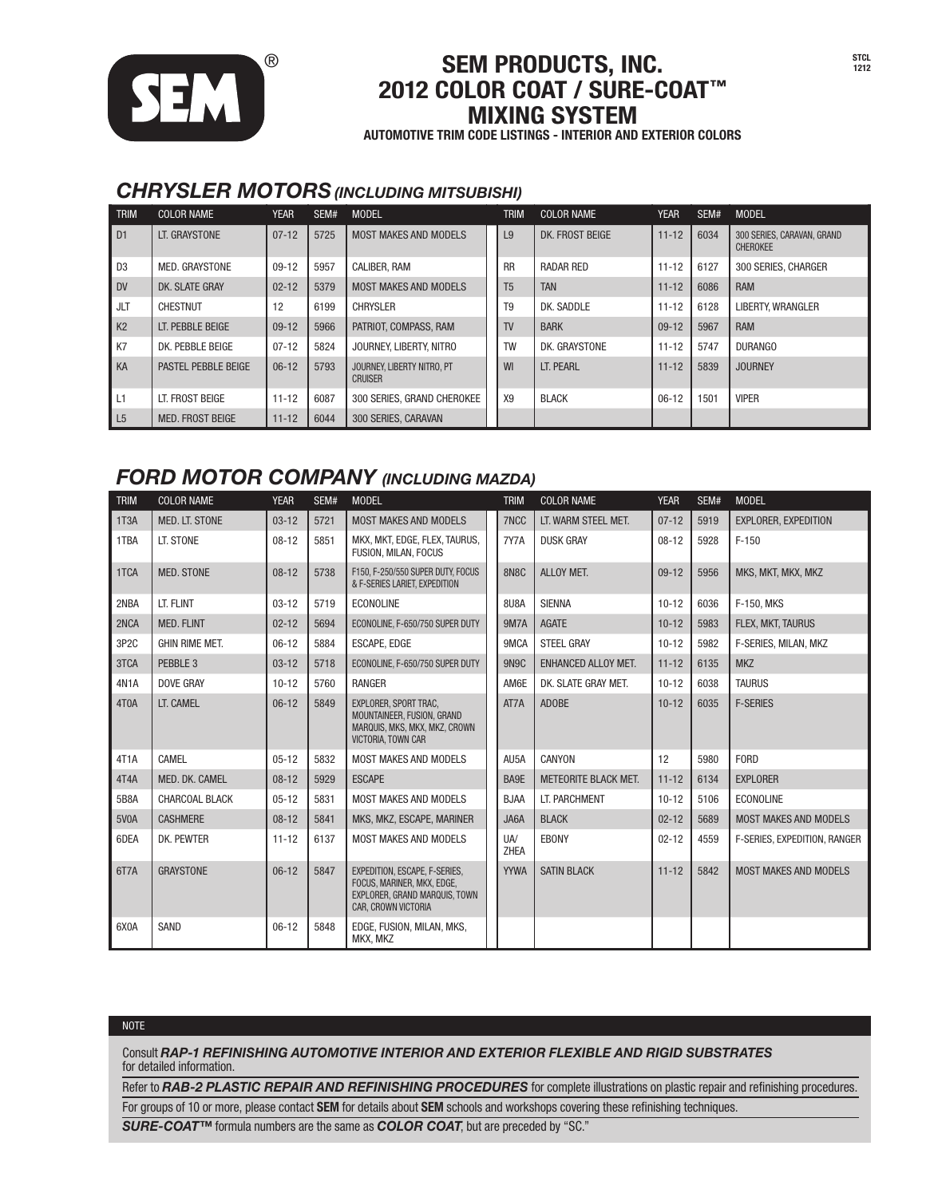# SEM PRODUCTS, INC.
# 2012 COLOR COAT / SURE-COAT™ MIXING SYSTEM

**AUTOMOTIVE TRIM CODE LISTINGS - INTERIOR AND EXTERIOR COLORS**

STCL 1212

## *CHRYSLER MOTORS (INCLUDING MITSUBISHI)*

| TRIM | COLOR NAME | YEAR | SEM# | MODEL | TRIM | COLOR NAME | YEAR | SEM# | MODEL |
|---|---|---|---|---|---|---|---|---|---|
| D1 | LT. GRAYSTONE | 07-12 | 5725 | MOST MAKES AND MODELS | L9 | DK. FROST BEIGE | 11-12 | 6034 | 300 SERIES, CARAVAN, GRAND CHEROKEE |
| D3 | MED. GRAYSTONE | 09-12 | 5957 | CALIBER, RAM | RR | RADAR RED | 11-12 | 6127 | 300 SERIES, CHARGER |
| DV | DK. SLATE GRAY | 02-12 | 5379 | MOST MAKES AND MODELS | T5 | TAN | 11-12 | 6086 | RAM |
| JLT | CHESTNUT | 12 | 6199 | CHRYSLER | T9 | DK. SADDLE | 11-12 | 6128 | LIBERTY, WRANGLER |
| K2 | LT. PEBBLE BEIGE | 09-12 | 5966 | PATRIOT, COMPASS, RAM | TV | BARK | 09-12 | 5967 | RAM |
| K7 | DK. PEBBLE BEIGE | 07-12 | 5824 | JOURNEY, LIBERTY, NITRO | TW | DK. GRAYSTONE | 11-12 | 5747 | DURANGO |
| KA | PASTEL PEBBLE BEIGE | 06-12 | 5793 | JOURNEY, LIBERTY NITRO, PT CRUISER | WI | LT. PEARL | 11-12 | 5839 | JOURNEY |
| L1 | LT. FROST BEIGE | 11-12 | 6087 | 300 SERIES, GRAND CHEROKEE | X9 | BLACK | 06-12 | 1501 | VIPER |
| L5 | MED. FROST BEIGE | 11-12 | 6044 | 300 SERIES, CARAVAN | | | | | |

## *FORD MOTOR COMPANY (INCLUDING MAZDA)*

| TRIM | COLOR NAME | YEAR | SEM# | MODEL | TRIM | COLOR NAME | YEAR | SEM# | MODEL |
|---|---|---|---|---|---|---|---|---|---|
| 1T3A | MED. LT. STONE | 03-12 | 5721 | MOST MAKES AND MODELS | 7NCC | LT. WARM STEEL MET. | 07-12 | 5919 | EXPLORER, EXPEDITION |
| 1TBA | LT. STONE | 08-12 | 5851 | MKX, MKT, EDGE, FLEX, TAURUS, FUSION, MILAN, FOCUS | 7Y7A | DUSK GRAY | 08-12 | 5928 | F-150 |
| 1TCA | MED. STONE | 08-12 | 5738 | F150, F-250/550 SUPER DUTY, FOCUS & F-SERIES LARIET, EXPEDITION | 8N8C | ALLOY MET. | 09-12 | 5956 | MKS, MKT, MKX, MKZ |
| 2NBA | LT. FLINT | 03-12 | 5719 | ECONOLINE | 8U8A | SIENNA | 10-12 | 6036 | F-150, MKS |
| 2NCA | MED. FLINT | 02-12 | 5694 | ECONOLINE, F-650/750 SUPER DUTY | 9M7A | AGATE | 10-12 | 5983 | FLEX, MKT, TAURUS |
| 3P2C | GHIN RIME MET. | 06-12 | 5884 | ESCAPE, EDGE | 9MCA | STEEL GRAY | 10-12 | 5982 | F-SERIES, MILAN, MKZ |
| 3TCA | PEBBLE 3 | 03-12 | 5718 | ECONOLINE, F-650/750 SUPER DUTY | 9N9C | ENHANCED ALLOY MET. | 11-12 | 6135 | MKZ |
| 4N1A | DOVE GRAY | 10-12 | 5760 | RANGER | AM6E | DK. SLATE GRAY MET. | 10-12 | 6038 | TAURUS |
| 4T0A | LT. CAMEL | 06-12 | 5849 | EXPLORER, SPORT TRAC, MOUNTAINEER, FUSION, GRAND MARQUIS, MKS, MKX, MKZ, CROWN VICTORIA, TOWN CAR | AT7A | ADOBE | 10-12 | 6035 | F-SERIES |
| 4T1A | CAMEL | 05-12 | 5832 | MOST MAKES AND MODELS | AU5A | CANYON | 12 | 5980 | FORD |
| 4T4A | MED. DK. CAMEL | 08-12 | 5929 | ESCAPE | BA9E | METEORITE BLACK MET. | 11-12 | 6134 | EXPLORER |
| 5B8A | CHARCOAL BLACK | 05-12 | 5831 | MOST MAKES AND MODELS | BJAA | LT. PARCHMENT | 10-12 | 5106 | ECONOLINE |
| 5V0A | CASHMERE | 08-12 | 5841 | MKS, MKZ, ESCAPE, MARINER | JA6A | BLACK | 02-12 | 5689 | MOST MAKES AND MODELS |
| 6DEA | DK. PEWTER | 11-12 | 6137 | MOST MAKES AND MODELS | UA/ ZHEA | EBONY | 02-12 | 4559 | F-SERIES, EXPEDITION, RANGER |
| 6T7A | GRAYSTONE | 06-12 | 5847 | EXPEDITION, ESCAPE, F-SERIES, FOCUS, MARINER, MKX, EDGE, EXPLORER, GRAND MARQUIS, TOWN CAR, CROWN VICTORIA | YYWA | SATIN BLACK | 11-12 | 5842 | MOST MAKES AND MODELS |
| 6X0A | SAND | 06-12 | 5848 | EDGE, FUSION, MILAN, MKS, MKX, MKZ | | | | | |

**NOTE**

Consult ***RAP-1 REFINISHING AUTOMOTIVE INTERIOR AND EXTERIOR FLEXIBLE AND RIGID SUBSTRATES*** for detailed information.

Refer to ***RAB-2 PLASTIC REPAIR AND REFINISHING PROCEDURES*** for complete illustrations on plastic repair and refinishing procedures.

For groups of 10 or more, please contact **SEM** for details about **SEM** schools and workshops covering these refinishing techniques.

***SURE-COAT™*** formula numbers are the same as ***COLOR COAT***, but are preceded by "SC."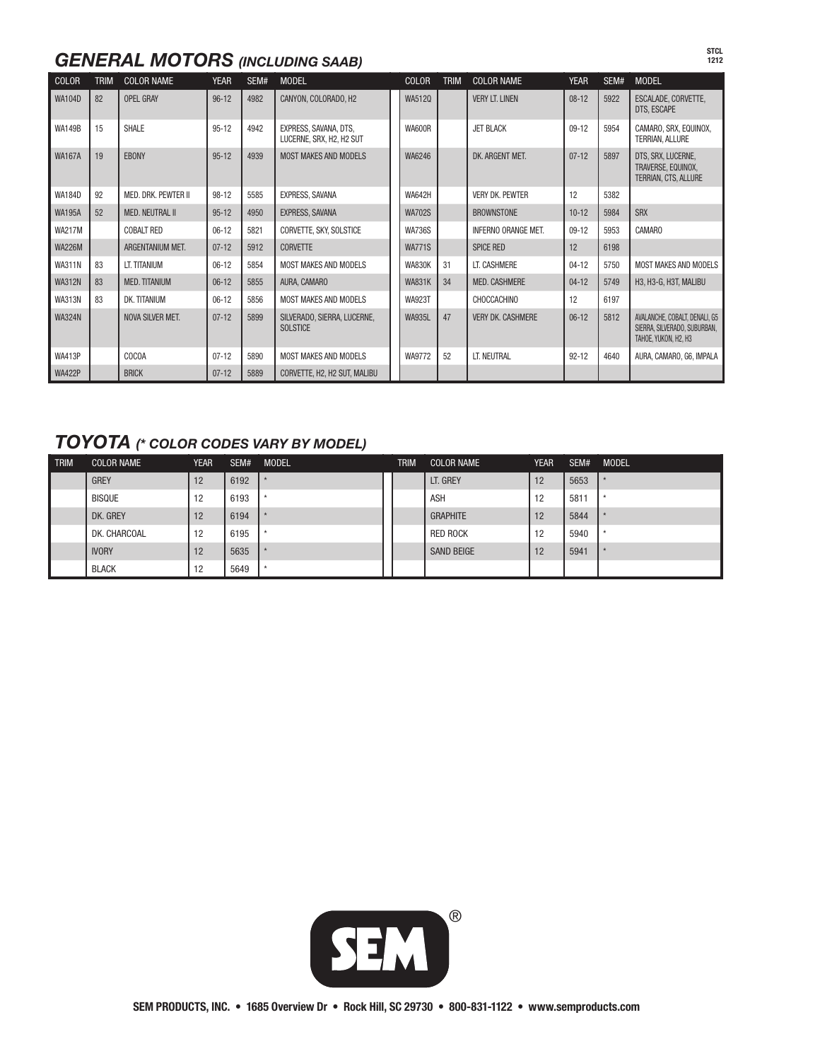## *GENERAL MOTORS (INCLUDING SAAB)*

| COLOR | TRIM | COLOR NAME | YEAR | SEM# | MODEL | COLOR | TRIM | COLOR NAME | YEAR | SEM# | MODEL |
|---|---|---|---|---|---|---|---|---|---|---|---|
| WA104D | 82 | OPEL GRAY | 96-12 | 4982 | CANYON, COLORADO, H2 | WA512Q | | VERY LT. LINEN | 08-12 | 5922 | ESCALADE, CORVETTE, DTS, ESCAPE |
| WA149B | 15 | SHALE | 95-12 | 4942 | EXPRESS, SAVANA, DTS, LUCERNE, SRX, H2, H2 SUT | WA600R | | JET BLACK | 09-12 | 5954 | CAMARO, SRX, EQUINOX, TERRIAN, ALLURE |
| WA167A | 19 | EBONY | 95-12 | 4939 | MOST MAKES AND MODELS | WA6246 | | DK. ARGENT MET. | 07-12 | 5897 | DTS, SRX, LUCERNE, TRAVERSE, EQUINOX, TERRIAN, CTS, ALLURE |
| WA184D | 92 | MED. DRK. PEWTER II | 98-12 | 5585 | EXPRESS, SAVANA | WA642H | | VERY DK. PEWTER | 12 | 5382 | |
| WA195A | 52 | MED. NEUTRAL II | 95-12 | 4950 | EXPRESS, SAVANA | WA702S | | BROWNSTONE | 10-12 | 5984 | SRX |
| WA217M | | COBALT RED | 06-12 | 5821 | CORVETTE, SKY, SOLSTICE | WA736S | | INFERNO ORANGE MET. | 09-12 | 5953 | CAMARO |
| WA226M | | ARGENTANIUM MET. | 07-12 | 5912 | CORVETTE | WA771S | | SPICE RED | 12 | 6198 | |
| WA311N | 83 | LT. TITANIUM | 06-12 | 5854 | MOST MAKES AND MODELS | WA830K | 31 | LT. CASHMERE | 04-12 | 5750 | MOST MAKES AND MODELS |
| WA312N | 83 | MED. TITANIUM | 06-12 | 5855 | AURA, CAMARO | WA831K | 34 | MED. CASHMERE | 04-12 | 5749 | H3, H3-G, H3T, MALIBU |
| WA313N | 83 | DK. TITANIUM | 06-12 | 5856 | MOST MAKES AND MODELS | WA923T | | CHOCCACHINO | 12 | 6197 | |
| WA324N | | NOVA SILVER MET. | 07-12 | 5899 | SILVERADO, SIERRA, LUCERNE, SOLSTICE | WA935L | 47 | VERY DK. CASHMERE | 06-12 | 5812 | AVALANCHE, COBALT, DENALI, G5 SIERRA, SILVERADO, SUBURBAN, TAHOE, YUKON, H2, H3 |
| WA413P | | COCOA | 07-12 | 5890 | MOST MAKES AND MODELS | WA9772 | 52 | LT. NEUTRAL | 92-12 | 4640 | AURA, CAMARO, G6, IMPALA |
| WA422P | | BRICK | 07-12 | 5889 | CORVETTE, H2, H2 SUT, MALIBU | | | | | | |

## *TOYOTA (* COLOR CODES VARY BY MODEL)*

| TRIM | COLOR NAME | YEAR | SEM# | MODEL | TRIM | COLOR NAME | YEAR | SEM# | MODEL |
|---|---|---|---|---|---|---|---|---|---|
| | GREY | 12 | 6192 | * | | LT. GREY | 12 | 5653 | * |
| | BISQUE | 12 | 6193 | * | | ASH | 12 | 5811 | * |
| | DK. GREY | 12 | 6194 | * | | GRAPHITE | 12 | 5844 | * |
| | DK. CHARCOAL | 12 | 6195 | * | | RED ROCK | 12 | 5940 | * |
| | IVORY | 12 | 5635 | * | | SAND BEIGE | 12 | 5941 | * |
| | BLACK | 12 | 5649 | * | | | | | |

SEM®

**SEM PRODUCTS, INC. • 1685 Overview Dr • Rock Hill, SC 29730 • 800-831-1122 • www.semproducts.com**